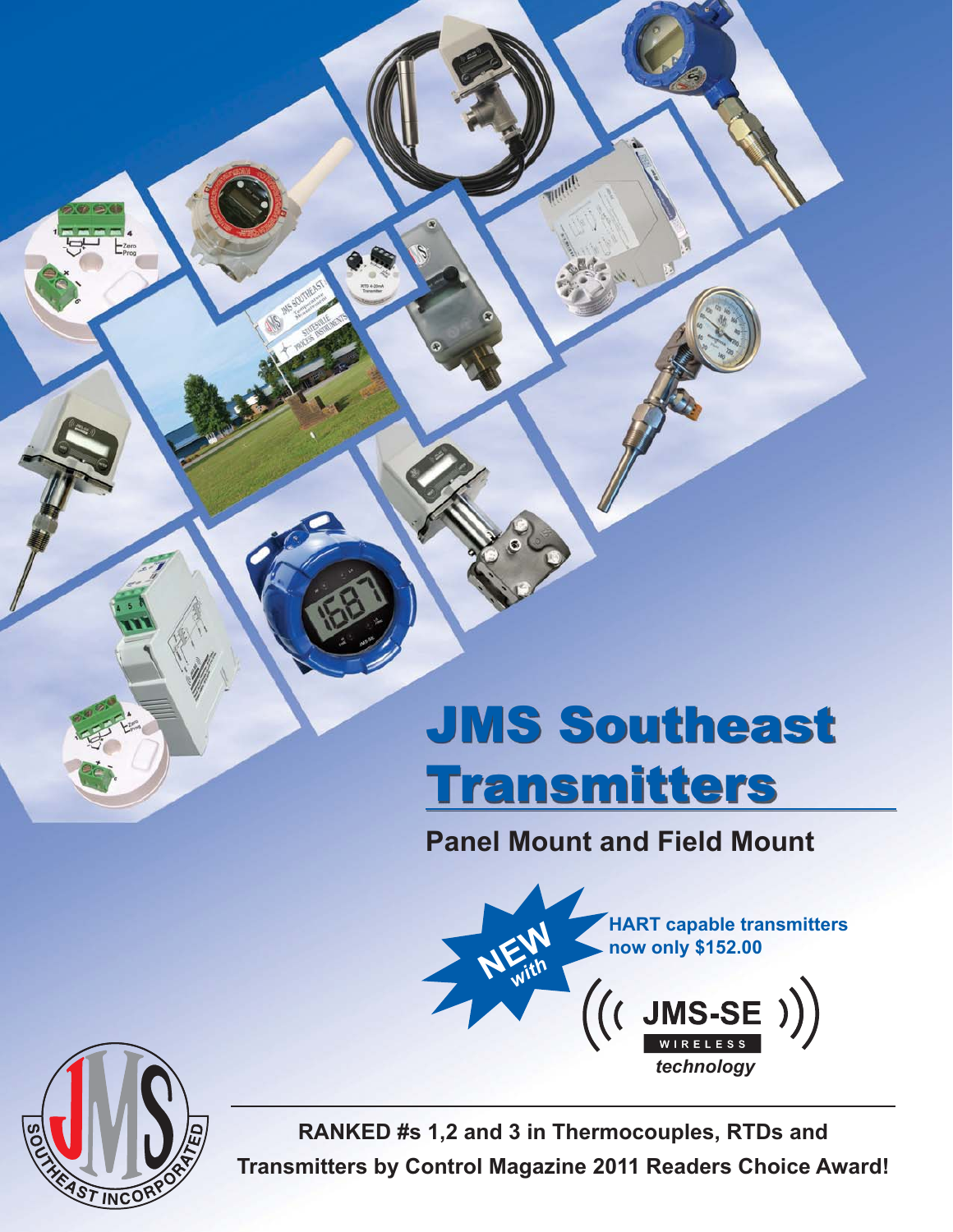# JMS Southeast Transmitters

## Panel Mount and Field Mount

**NEW** *with*

**HART capable transmitters now only $152.00**

**JMS-SE WIRELESS** *technology*

**RANKED #s 1,2 and 3 in Thermocouples, RTDs and Transmitters by Control Magazine 2011 Readers Choice Award!**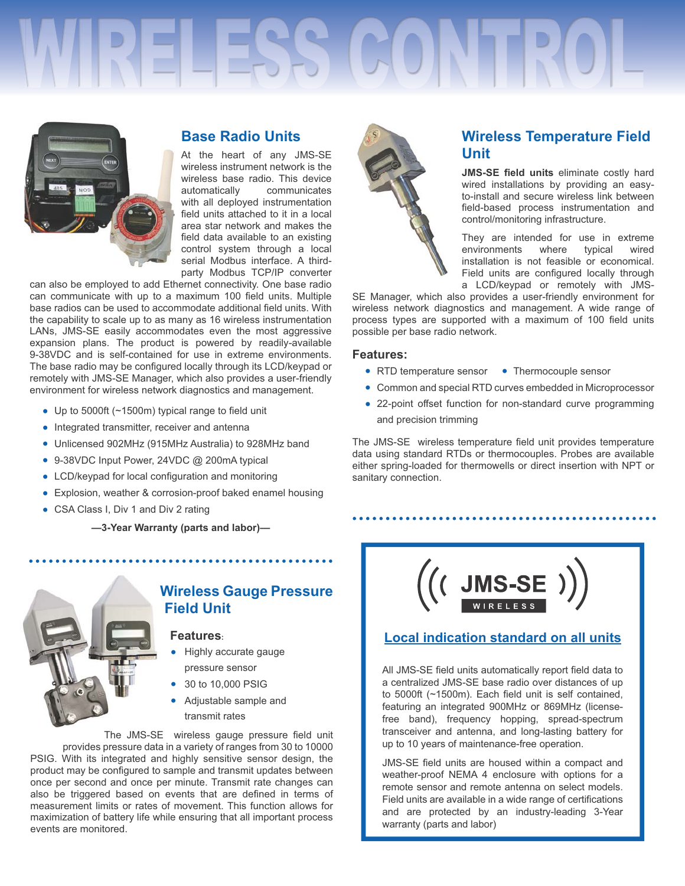# WIRELESS CONTROL

## Base Radio Units

At the heart of any JMS-SE wireless instrument network is the wireless base radio. This device automatically communicates with all deployed instrumentation field units attached to it in a local area star network and makes the field data available to an existing control system through a local serial Modbus interface. A third-party Modbus TCP/IP converter can also be employed to add Ethernet connectivity. One base radio can communicate with up to a maximum 100 field units. Multiple base radios can be used to accommodate additional field units. With the capability to scale up to as many as 16 wireless instrumentation LANs, JMS-SE easily accommodates even the most aggressive expansion plans. The product is powered by readily-available 9-38VDC and is self-contained for use in extreme environments. The base radio may be configured locally through its LCD/keypad or remotely with JMS-SE Manager, which also provides a user-friendly environment for wireless network diagnostics and management.

- Up to 5000ft (~1500m) typical range to field unit
- Integrated transmitter, receiver and antenna
- Unlicensed 902MHz (915MHz Australia) to 928MHz band
- 9-38VDC Input Power, 24VDC @ 200mA typical
- LCD/keypad for local configuration and monitoring
- Explosion, weather & corrosion-proof baked enamel housing
- CSA Class I, Div 1 and Div 2 rating

**—3-Year Warranty (parts and labor)—**

## Wireless Gauge Pressure Field Unit

### Features:

- Highly accurate gauge pressure sensor
- 30 to 10,000 PSIG
- Adjustable sample and transmit rates

The JMS-SE wireless gauge pressure field unit provides pressure data in a variety of ranges from 30 to 10000 PSIG. With its integrated and highly sensitive sensor design, the product may be configured to sample and transmit updates between once per second and once per minute. Transmit rate changes can also be triggered based on events that are defined in terms of measurement limits or rates of movement. This function allows for maximization of battery life while ensuring that all important process events are monitored.

## Wireless Temperature Field Unit

**JMS-SE field units** eliminate costly hard wired installations by providing an easy-to-install and secure wireless link between field-based process instrumentation and control/monitoring infrastructure.

They are intended for use in extreme environments where typical wired installation is not feasible or economical. Field units are configured locally through a LCD/keypad or remotely with JMS-SE Manager, which also provides a user-friendly environment for wireless network diagnostics and management. A wide range of process types are supported with a maximum of 100 field units possible per base radio network.

### Features:

- RTD temperature sensor
- Thermocouple sensor
- Common and special RTD curves embedded in Microprocessor
- 22-point offset function for non-standard curve programming and precision trimming

The JMS-SE wireless temperature field unit provides temperature data using standard RTDs or thermocouples. Probes are available either spring-loaded for thermowells or direct insertion with NPT or sanitary connection.

JMS-SE WIRELESS

## Local indication standard on all units

All JMS-SE field units automatically report field data to a centralized JMS-SE base radio over distances of up to 5000ft (~1500m). Each field unit is self contained, featuring an integrated 900MHz or 869MHz (license-free band), frequency hopping, spread-spectrum transceiver and antenna, and long-lasting battery for up to 10 years of maintenance-free operation.

JMS-SE field units are housed within a compact and weather-proof NEMA 4 enclosure with options for a remote sensor and remote antenna on select models. Field units are available in a wide range of certifications and are protected by an industry-leading 3-Year warranty (parts and labor)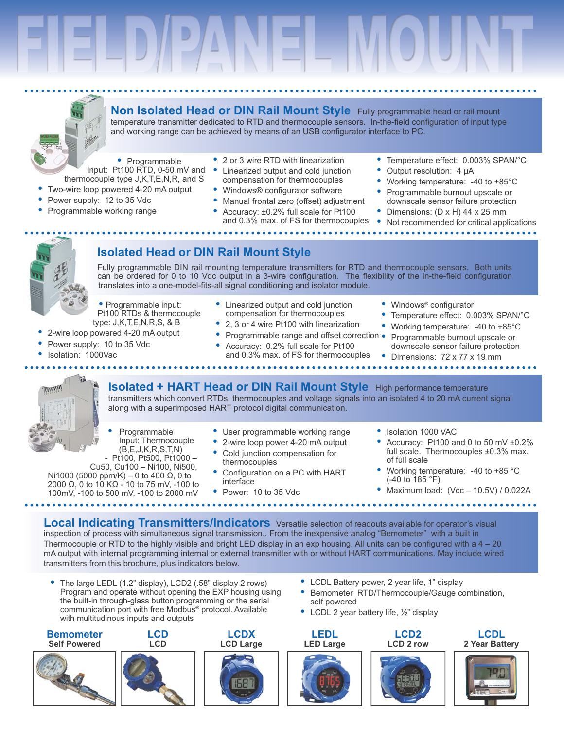# FIELD/PANEL MOUNT

## Non Isolated Head or DIN Rail Mount Style

Fully programmable head or rail mount temperature transmitter dedicated to RTD and thermocouple sensors. In-the-field configuration of input type and working range can be achieved by means of an USB configurator interface to PC.

- Programmable input: Pt100 RTD, 0-50 mV and thermocouple type J,K,T,E,N,R, and S
- Two-wire loop powered 4-20 mA output
- Power supply: 12 to 35 Vdc
- Programmable working range
- 2 or 3 wire RTD with linearization
- Linearized output and cold junction compensation for thermocouples
- Windows® configurator software
- Manual frontal zero (offset) adjustment
- Accuracy: ±0.2% full scale for Pt100 and 0.3% max. of FS for thermocouples
- Temperature effect: 0.003% SPAN/°C
- Output resolution: 4 μA
- Working temperature: -40 to +85°C
- Programmable burnout upscale or downscale sensor failure protection
- Dimensions: (D x H) 44 x 25 mm
- Not recommended for critical applications

## Isolated Head or DIN Rail Mount Style

Fully programmable DIN rail mounting temperature transmitters for RTD and thermocouple sensors. Both units can be ordered for 0 to 10 Vdc output in a 3-wire configuration. The flexibility of the in-the-field configuration translates into a one-model-fits-all signal conditioning and isolator module.

- Programmable input: Pt100 RTDs & thermocouple type: J,K,T,E,N,R,S, & B
- 2-wire loop powered 4-20 mA output
- Power supply: 10 to 35 Vdc
- Isolation: 1000Vac
- Linearized output and cold junction compensation for thermocouples
- 2, 3 or 4 wire Pt100 with linearization
- Programmable range and offset correction
- Accuracy: 0.2% full scale for Pt100 and 0.3% max. of FS for thermocouples
- Windows® configurator
- Temperature effect: 0.003% SPAN/°C
- Working temperature: -40 to +85°C
- Programmable burnout upscale or downscale sensor failure protection
- Dimensions: 72 x 77 x 19 mm

## Isolated + HART Head or DIN Rail Mount Style

High performance temperature transmitters which convert RTDs, thermocouples and voltage signals into an isolated 4 to 20 mA current signal along with a superimposed HART protocol digital communication.

- Programmable Input: Thermocouple (B,E,J,K,R,S,T,N) - Pt100, Pt500, Pt1000 – Cu50, Cu100 – Ni100, Ni500, Ni1000 (5000 ppm/K) – 0 to 400 Ω, 0 to 2000 Ω, 0 to 10 KΩ - 10 to 75 mV, -100 to 100mV, -100 to 500 mV, -100 to 2000 mV
- User programmable working range
- 2-wire loop power 4-20 mA output
- Cold junction compensation for thermocouples
- Configuration on a PC with HART interface
- Power: 10 to 35 Vdc
- Isolation 1000 VAC
- Accuracy: Pt100 and 0 to 50 mV ±0.2% full scale. Thermocouples ±0.3% max. of full scale
- Working temperature: -40 to +85 °C (-40 to 185 °F)
- Maximum load: (Vcc – 10.5V) / 0.022A

## Local Indicating Transmitters/Indicators

Versatile selection of readouts available for operator's visual inspection of process with simultaneous signal transmission.. From the inexpensive analog "Bemometer" with a built in Thermocouple or RTD to the highly visible and bright LED display in an exp housing. All units can be configured with a 4 – 20 mA output with internal programming internal or external transmitter with or without HART communications. May include wired transmitters from this brochure, plus indicators below.

- The large LEDL (1.2" display), LCD2 (.58" display 2 rows) Program and operate without opening the EXP housing using the built-in through-glass button programming or the serial communication port with free Modbus® protocol. Available with multitudinous inputs and outputs
- LCDL Battery power, 2 year life, 1" display
- Bemometer RTD/Thermocouple/Gauge combination, self powered
- LCDL 2 year battery life, ½" display

| Bemometer | LCD | LCDX | LEDL | LCD2 | LCDL |
|---|---|---|---|---|---|
| Self Powered | LCD | LCD Large | LED Large | LCD 2 row | 2 Year Battery |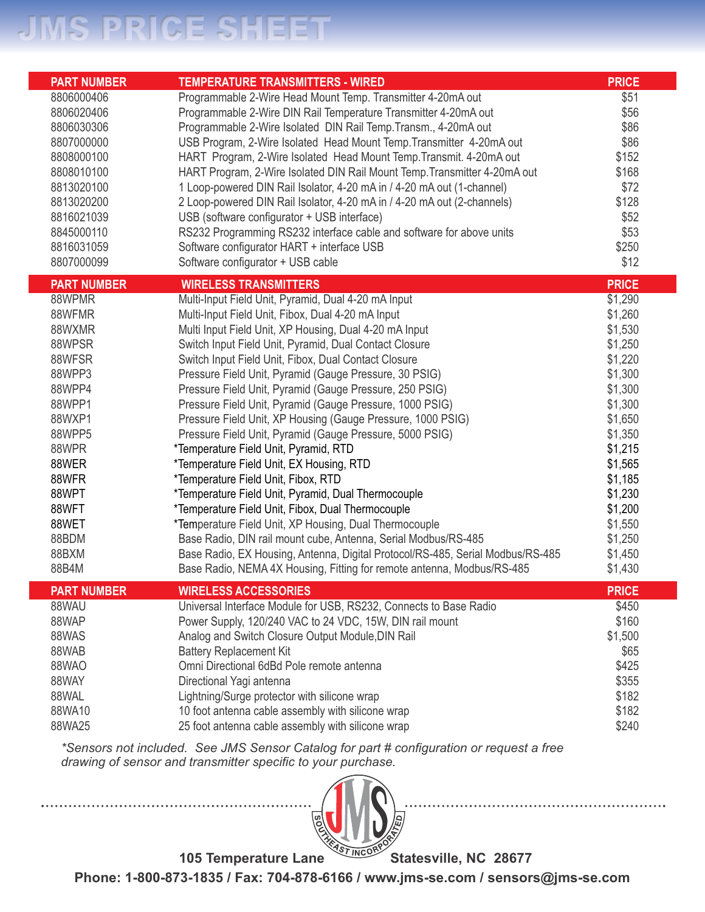# JMS PRICE SHEET

| PART NUMBER | TEMPERATURE TRANSMITTERS - WIRED | PRICE |
|---|---|---|
| 8806000406 | Programmable 2-Wire Head Mount Temp. Transmitter 4-20mA out | $51 |
| 8806020406 | Programmable 2-Wire DIN Rail Temperature Transmitter 4-20mA out | $56 |
| 8806030306 | Programmable 2-Wire Isolated DIN Rail Temp.Transm., 4-20mA out | $86 |
| 8807000000 | USB Program, 2-Wire Isolated Head Mount Temp.Transmitter 4-20mA out | $86 |
| 8808000100 | HART Program, 2-Wire Isolated Head Mount Temp.Transmit. 4-20mA out | $152 |
| 8808010100 | HART Program, 2-Wire Isolated DIN Rail Mount Temp.Transmitter 4-20mA out | $168 |
| 8813020100 | 1 Loop-powered DIN Rail Isolator, 4-20 mA in / 4-20 mA out (1-channel) | $72 |
| 8813020200 | 2 Loop-powered DIN Rail Isolator, 4-20 mA in / 4-20 mA out (2-channels) | $128 |
| 8816021039 | USB (software configurator + USB interface) | $52 |
| 8845000110 | RS232 Programming RS232 interface cable and software for above units | $53 |
| 8816031059 | Software configurator HART + interface USB | $250 |
| 8807000099 | Software configurator + USB cable | $12 |

| PART NUMBER | WIRELESS TRANSMITTERS | PRICE |
|---|---|---|
| 88WPMR | Multi-Input Field Unit, Pyramid, Dual 4-20 mA Input | $1,290 |
| 88WFMR | Multi-Input Field Unit, Fibox, Dual 4-20 mA Input | $1,260 |
| 88WXMR | Multi Input Field Unit, XP Housing, Dual 4-20 mA Input | $1,530 |
| 88WPSR | Switch Input Field Unit, Pyramid, Dual Contact Closure | $1,250 |
| 88WFSR | Switch Input Field Unit, Fibox, Dual Contact Closure | $1,220 |
| 88WPP3 | Pressure Field Unit, Pyramid (Gauge Pressure, 30 PSIG) | $1,300 |
| 88WPP4 | Pressure Field Unit, Pyramid (Gauge Pressure, 250 PSIG) | $1,300 |
| 88WPP1 | Pressure Field Unit, Pyramid (Gauge Pressure, 1000 PSIG) | $1,300 |
| 88WXP1 | Pressure Field Unit, XP Housing (Gauge Pressure, 1000 PSIG) | $1,650 |
| 88WPP5 | Pressure Field Unit, Pyramid (Gauge Pressure, 5000 PSIG) | $1,350 |
| 88WPR | *Temperature Field Unit, Pyramid, RTD | $1,215 |
| 88WER | *Temperature Field Unit, EX Housing, RTD | $1,565 |
| 88WFR | *Temperature Field Unit, Fibox, RTD | $1,185 |
| 88WPT | *Temperature Field Unit, Pyramid, Dual Thermocouple | $1,230 |
| 88WFT | *Temperature Field Unit, Fibox, Dual Thermocouple | $1,200 |
| 88WET | *Temperature Field Unit, XP Housing, Dual Thermocouple | $1,550 |
| 88BDM | Base Radio, DIN rail mount cube, Antenna, Serial Modbus/RS-485 | $1,250 |
| 88BXM | Base Radio, EX Housing, Antenna, Digital Protocol/RS-485, Serial Modbus/RS-485 | $1,450 |
| 88B4M | Base Radio, NEMA 4X Housing, Fitting for remote antenna, Modbus/RS-485 | $1,430 |

| PART NUMBER | WIRELESS ACCESSORIES | PRICE |
|---|---|---|
| 88WAU | Universal Interface Module for USB, RS232, Connects to Base Radio | $450 |
| 88WAP | Power Supply, 120/240 VAC to 24 VDC, 15W, DIN rail mount | $160 |
| 88WAS | Analog and Switch Closure Output Module,DIN Rail | $1,500 |
| 88WAB | Battery Replacement Kit | $65 |
| 88WAO | Omni Directional 6dBd Pole remote antenna | $425 |
| 88WAY | Directional Yagi antenna | $355 |
| 88WAL | Lightning/Surge protector with silicone wrap | $182 |
| 88WA10 | 10 foot antenna cable assembly with silicone wrap | $182 |
| 88WA25 | 25 foot antenna cable assembly with silicone wrap | $240 |

*\*Sensors not included. See JMS Sensor Catalog for part # configuration or request a free drawing of sensor and transmitter specific to your purchase.*

JMS SOUTHEAST INCORPORATED

**105 Temperature Lane Statesville, NC 28677**

**Phone: 1-800-873-1835 / Fax: 704-878-6166 / www.jms-se.com / sensors@jms-se.com**